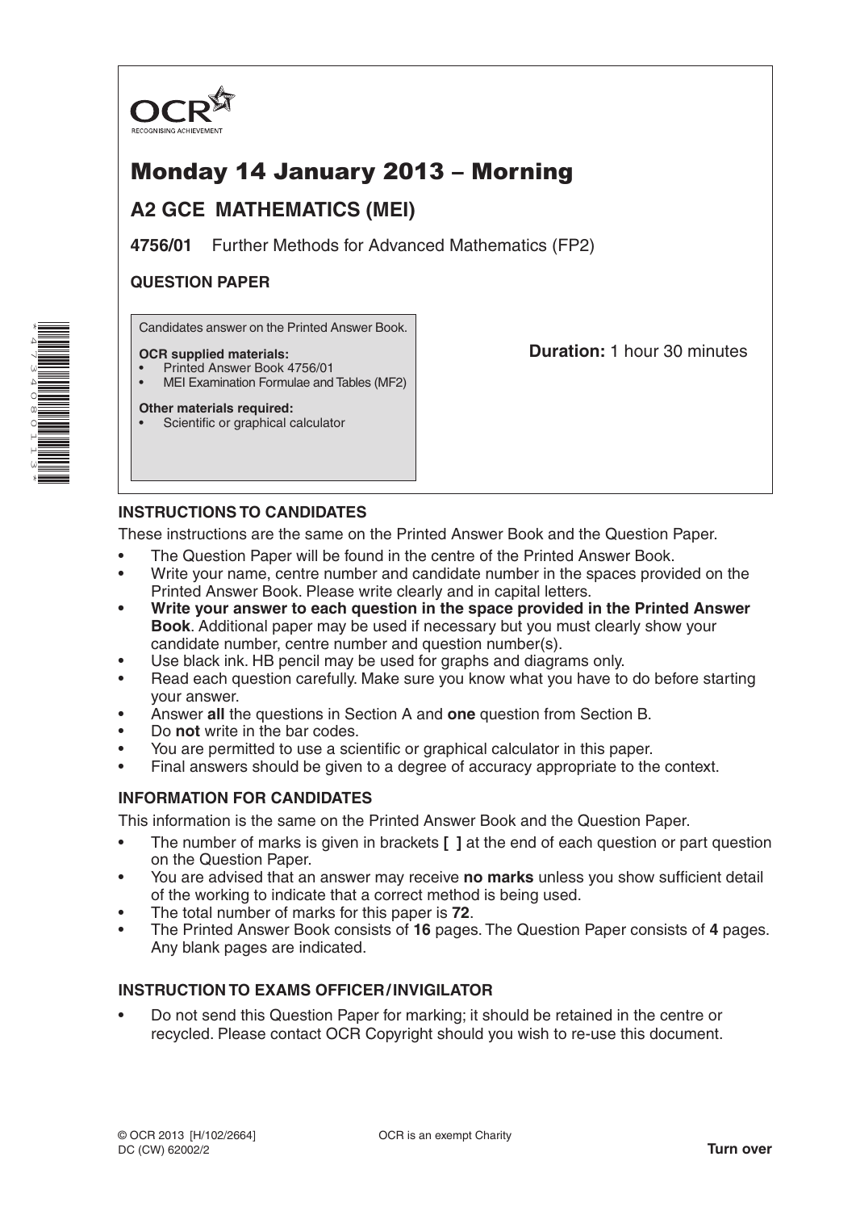OCR
RECOGNISING ACHIEVEMENT

# Monday 14 January 2013 – Morning

## A2 GCE MATHEMATICS (MEI)

**4756/01** Further Methods for Advanced Mathematics (FP2)

**QUESTION PAPER**

Candidates answer on the Printed Answer Book.

**OCR supplied materials:**
- Printed Answer Book 4756/01
- MEI Examination Formulae and Tables (MF2)

**Other materials required:**
- Scientific or graphical calculator

**Duration:** 1 hour 30 minutes

### INSTRUCTIONS TO CANDIDATES

These instructions are the same on the Printed Answer Book and the Question Paper.

- The Question Paper will be found in the centre of the Printed Answer Book.
- Write your name, centre number and candidate number in the spaces provided on the Printed Answer Book. Please write clearly and in capital letters.
- **Write your answer to each question in the space provided in the Printed Answer Book**. Additional paper may be used if necessary but you must clearly show your candidate number, centre number and question number(s).
- Use black ink. HB pencil may be used for graphs and diagrams only.
- Read each question carefully. Make sure you know what you have to do before starting your answer.
- Answer **all** the questions in Section A and **one** question from Section B.
- Do **not** write in the bar codes.
- You are permitted to use a scientific or graphical calculator in this paper.
- Final answers should be given to a degree of accuracy appropriate to the context.

### INFORMATION FOR CANDIDATES

This information is the same on the Printed Answer Book and the Question Paper.

- The number of marks is given in brackets **[ ]** at the end of each question or part question on the Question Paper.
- You are advised that an answer may receive **no marks** unless you show sufficient detail of the working to indicate that a correct method is being used.
- The total number of marks for this paper is **72**.
- The Printed Answer Book consists of **16** pages. The Question Paper consists of **4** pages. Any blank pages are indicated.

### INSTRUCTION TO EXAMS OFFICER / INVIGILATOR

- Do not send this Question Paper for marking; it should be retained in the centre or recycled. Please contact OCR Copyright should you wish to re-use this document.

© OCR 2013 [H/102/2664]
DC (CW) 62002/2

OCR is an exempt Charity

**Turn over**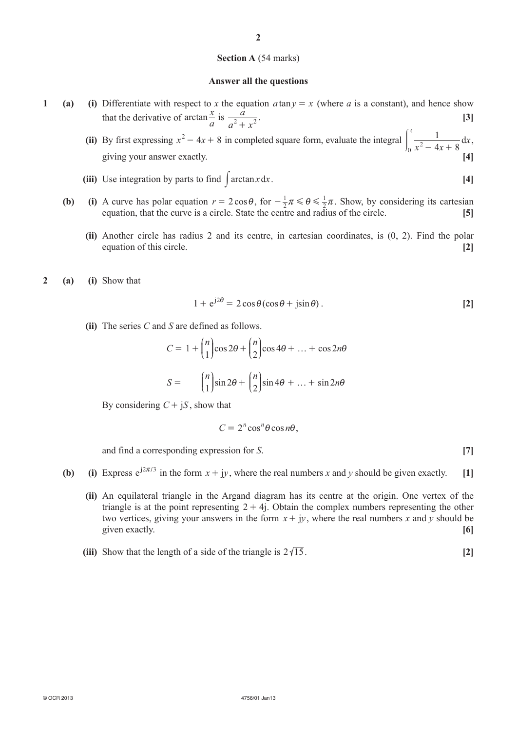**Section A** (54 marks)

**Answer all the questions**

**1** **(a)** **(i)** Differentiate with respect to $x$ the equation $a\tan y = x$ (where $a$ is a constant), and hence show that the derivative of $\arctan\frac{x}{a}$ is $\frac{a}{a^2 + x^2}$. **[3]**

**(ii)** By first expressing $x^2 - 4x + 8$ in completed square form, evaluate the integral $\int_0^4 \frac{1}{x^2 - 4x + 8}\,\mathrm{d}x$, giving your answer exactly. **[4]**

**(iii)** Use integration by parts to find $\int \arctan x \,\mathrm{d}x$. **[4]**

**(b)** **(i)** A curve has polar equation $r = 2\cos\theta$, for $-\frac{1}{2}\pi \leqslant \theta \leqslant \frac{1}{2}\pi$. Show, by considering its cartesian equation, that the curve is a circle. State the centre and radius of the circle. **[5]**

**(ii)** Another circle has radius 2 and its centre, in cartesian coordinates, is $(0, 2)$. Find the polar equation of this circle. **[2]**

**2** **(a)** **(i)** Show that

$$1 + \mathrm{e}^{\mathrm{j}2\theta} = 2\cos\theta(\cos\theta + \mathrm{j}\sin\theta).$$ **[2]**

**(ii)** The series $C$ and $S$ are defined as follows.

$$C = 1 + \binom{n}{1}\cos 2\theta + \binom{n}{2}\cos 4\theta + \ldots + \cos 2n\theta$$

$$S = \binom{n}{1}\sin 2\theta + \binom{n}{2}\sin 4\theta + \ldots + \sin 2n\theta$$

By considering $C + \mathrm{j}S$, show that

$$C = 2^n \cos^n\theta \cos n\theta,$$

and find a corresponding expression for $S$. **[7]**

**(b)** **(i)** Express $\mathrm{e}^{\mathrm{j}2\pi/3}$ in the form $x + \mathrm{j}y$, where the real numbers $x$ and $y$ should be given exactly. **[1]**

**(ii)** An equilateral triangle in the Argand diagram has its centre at the origin. One vertex of the triangle is at the point representing $2 + 4\mathrm{j}$. Obtain the complex numbers representing the other two vertices, giving your answers in the form $x + \mathrm{j}y$, where the real numbers $x$ and $y$ should be given exactly. **[6]**

**(iii)** Show that the length of a side of the triangle is $2\sqrt{15}$. **[2]**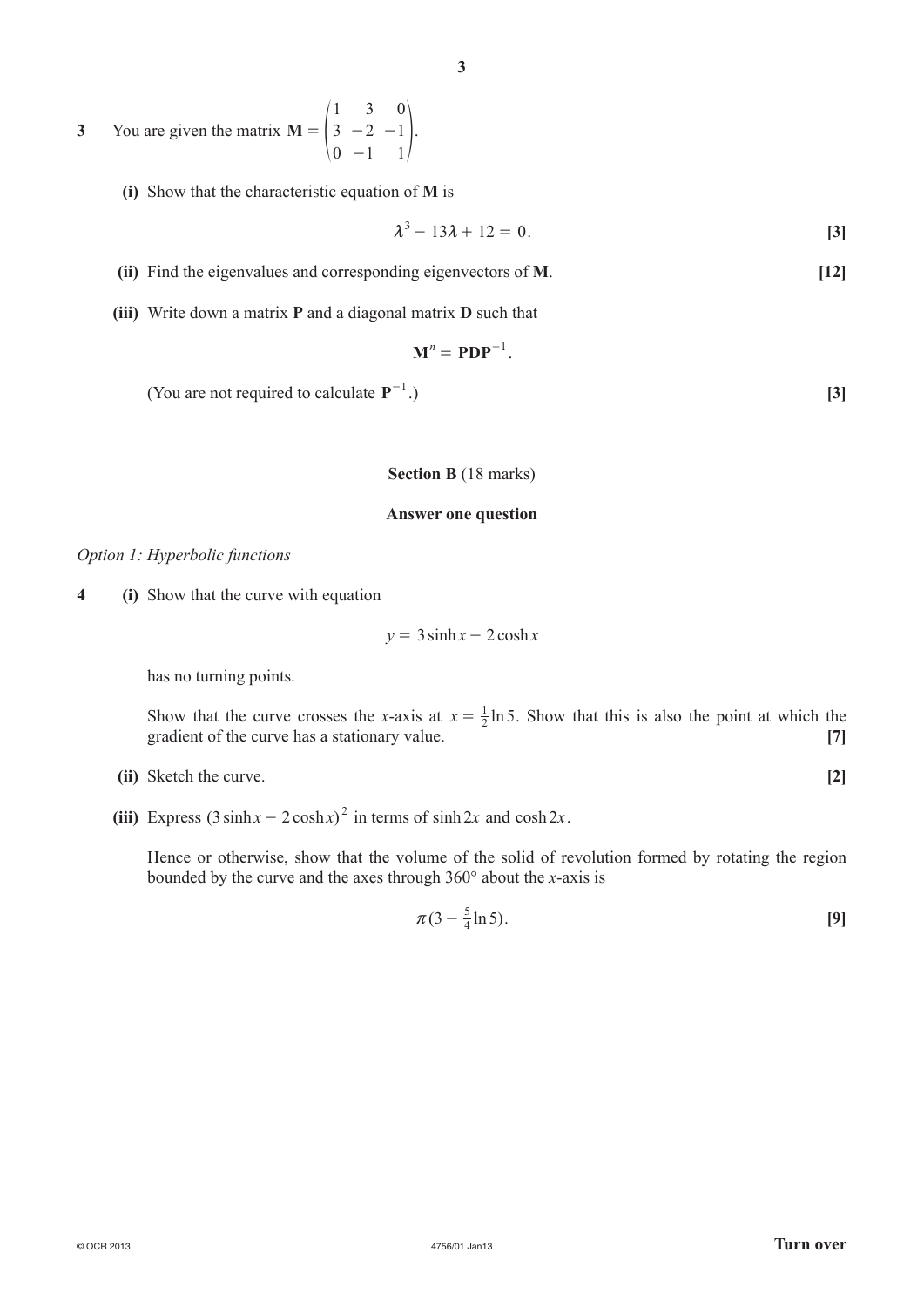**3** You are given the matrix $\mathbf{M} = \begin{pmatrix} 1 & 3 & 0 \\ 3 & -2 & -1 \\ 0 & -1 & 1 \end{pmatrix}$.

**(i)** Show that the characteristic equation of **M** is

$$\lambda^3 - 13\lambda + 12 = 0. \qquad [3]$$

**(ii)** Find the eigenvalues and corresponding eigenvectors of **M**. **[12]**

**(iii)** Write down a matrix **P** and a diagonal matrix **D** such that

$$\mathbf{M}^n = \mathbf{P}\mathbf{D}\mathbf{P}^{-1}.$$

(You are not required to calculate $\mathbf{P}^{-1}$.) **[3]**

**Section B** (18 marks)

**Answer one question**

*Option 1: Hyperbolic functions*

**4** **(i)** Show that the curve with equation

$$y = 3\sinh x - 2\cosh x$$

has no turning points.

Show that the curve crosses the $x$-axis at $x = \frac{1}{2}\ln 5$. Show that this is also the point at which the gradient of the curve has a stationary value. **[7]**

**(ii)** Sketch the curve. **[2]**

**(iii)** Express $(3\sinh x - 2\cosh x)^2$ in terms of $\sinh 2x$ and $\cosh 2x$.

Hence or otherwise, show that the volume of the solid of revolution formed by rotating the region bounded by the curve and the axes through 360° about the $x$-axis is

$$\pi\left(3 - \tfrac{5}{4}\ln 5\right). \qquad [9]$$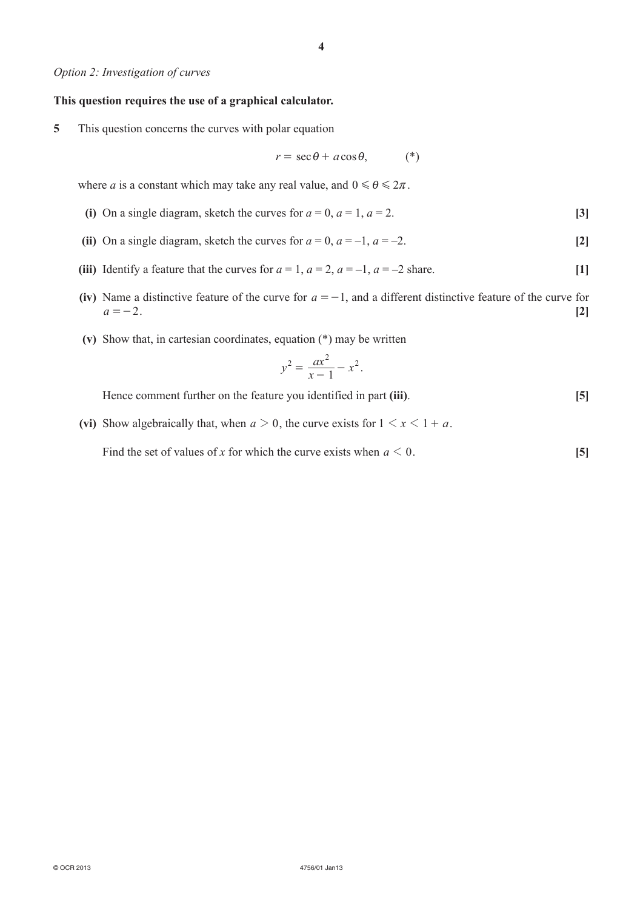*Option 2: Investigation of curves*

**This question requires the use of a graphical calculator.**

**5** This question concerns the curves with polar equation

$$r = \sec\theta + a\cos\theta, \qquad (*)$$

where $a$ is a constant which may take any real value, and $0 \leqslant \theta \leqslant 2\pi$.

**(i)** On a single diagram, sketch the curves for $a = 0$, $a = 1$, $a = 2$. **[3]**

**(ii)** On a single diagram, sketch the curves for $a = 0$, $a = -1$, $a = -2$. **[2]**

**(iii)** Identify a feature that the curves for $a = 1$, $a = 2$, $a = -1$, $a = -2$ share. **[1]**

**(iv)** Name a distinctive feature of the curve for $a = -1$, and a different distinctive feature of the curve for $a = -2$. **[2]**

**(v)** Show that, in cartesian coordinates, equation (*) may be written

$$y^2 = \frac{ax^2}{x-1} - x^2.$$

Hence comment further on the feature you identified in part **(iii)**. **[5]**

**(vi)** Show algebraically that, when $a > 0$, the curve exists for $1 < x < 1 + a$.

Find the set of values of $x$ for which the curve exists when $a < 0$. **[5]**